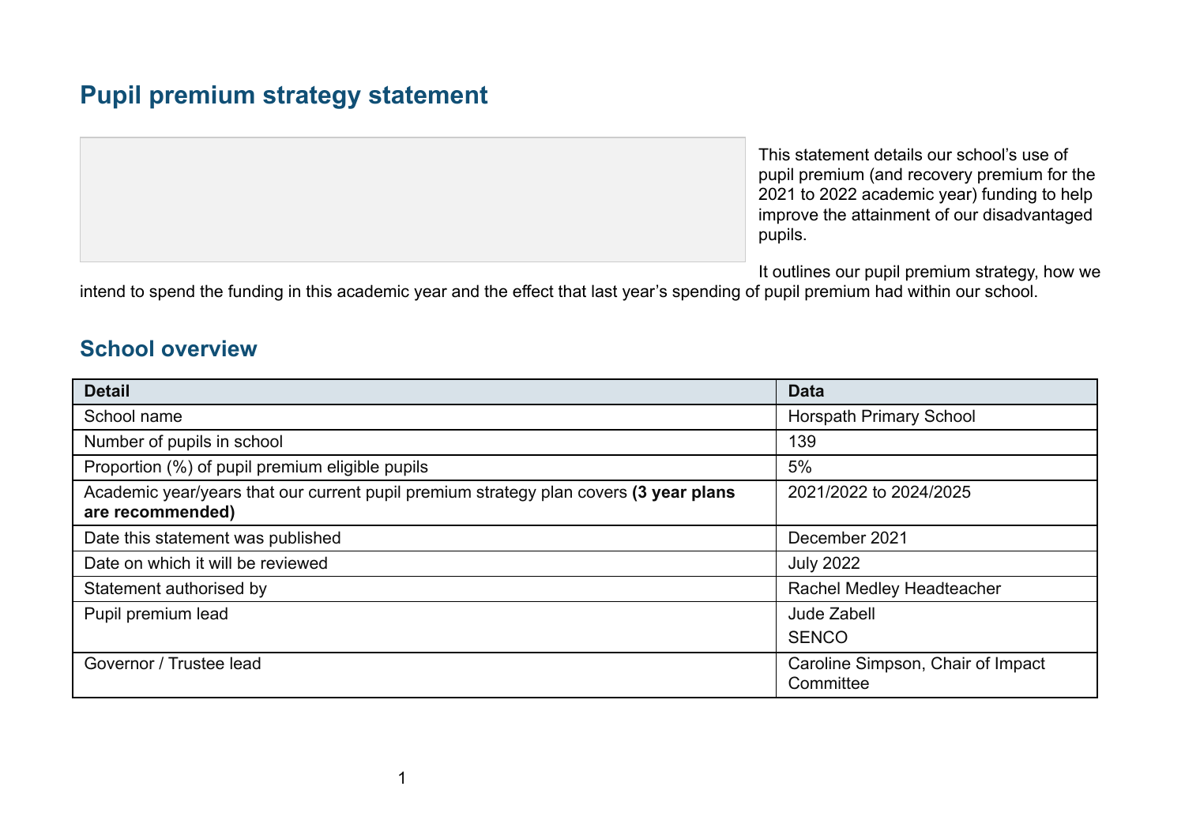# Pupil premium strategy statement

This statement details our school's use of pupil premium (and recovery premium for the 2021 to 2022 academic year) funding to help improve the attainment of our disadvantaged pupils.

It outlines our pupil premium strategy, how we intend to spend the funding in this academic year and the effect that last year's spending of pupil premium had within our school.

## School overview

| Detail | Data |
|---|---|
| School name | Horspath Primary School |
| Number of pupils in school | 139 |
| Proportion (%) of pupil premium eligible pupils | 5% |
| Academic year/years that our current pupil premium strategy plan covers **(3 year plans are recommended)** | 2021/2022 to 2024/2025 |
| Date this statement was published | December 2021 |
| Date on which it will be reviewed | July 2022 |
| Statement authorised by | Rachel Medley Headteacher |
| Pupil premium lead | Jude Zabell<br>SENCO |
| Governor / Trustee lead | Caroline Simpson, Chair of Impact Committee |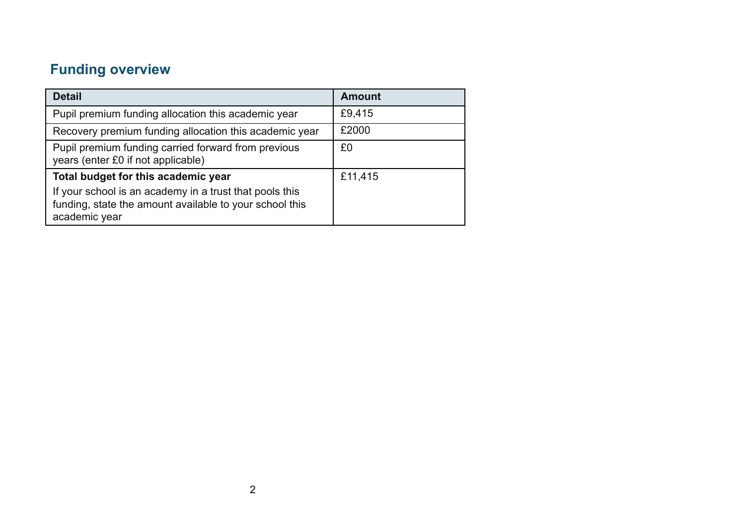## Funding overview

| Detail | Amount |
| --- | --- |
| Pupil premium funding allocation this academic year | £9,415 |
| Recovery premium funding allocation this academic year | £2000 |
| Pupil premium funding carried forward from previous years (enter £0 if not applicable) | £0 |
| **Total budget for this academic year** If your school is an academy in a trust that pools this funding, state the amount available to your school this academic year | £11,415 |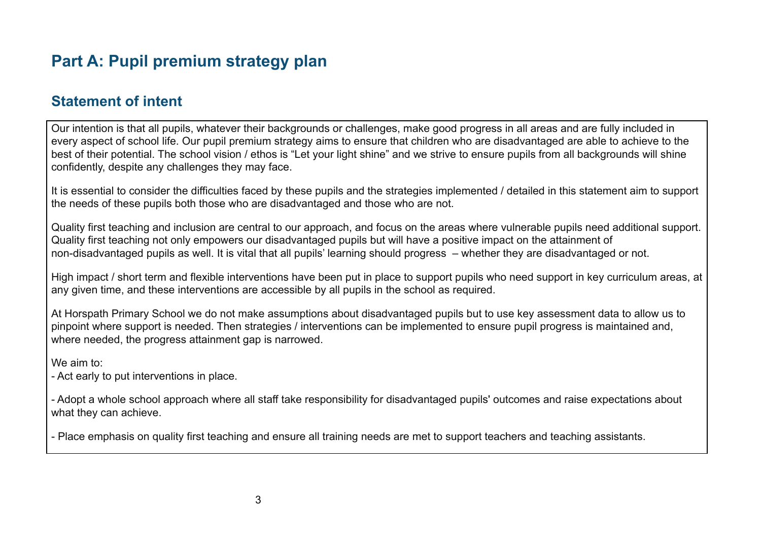# Part A: Pupil premium strategy plan

## Statement of intent

Our intention is that all pupils, whatever their backgrounds or challenges, make good progress in all areas and are fully included in every aspect of school life. Our pupil premium strategy aims to ensure that children who are disadvantaged are able to achieve to the best of their potential. The school vision / ethos is “Let your light shine” and we strive to ensure pupils from all backgrounds will shine confidently, despite any challenges they may face.

It is essential to consider the difficulties faced by these pupils and the strategies implemented / detailed in this statement aim to support the needs of these pupils both those who are disadvantaged and those who are not.

Quality first teaching and inclusion are central to our approach, and focus on the areas where vulnerable pupils need additional support. Quality first teaching not only empowers our disadvantaged pupils but will have a positive impact on the attainment of non-disadvantaged pupils as well. It is vital that all pupils’ learning should progress – whether they are disadvantaged or not.

High impact / short term and flexible interventions have been put in place to support pupils who need support in key curriculum areas, at any given time, and these interventions are accessible by all pupils in the school as required.

At Horspath Primary School we do not make assumptions about disadvantaged pupils but to use key assessment data to allow us to pinpoint where support is needed. Then strategies / interventions can be implemented to ensure pupil progress is maintained and, where needed, the progress attainment gap is narrowed.

We aim to:

- Act early to put interventions in place.

- Adopt a whole school approach where all staff take responsibility for disadvantaged pupils' outcomes and raise expectations about what they can achieve.

- Place emphasis on quality first teaching and ensure all training needs are met to support teachers and teaching assistants.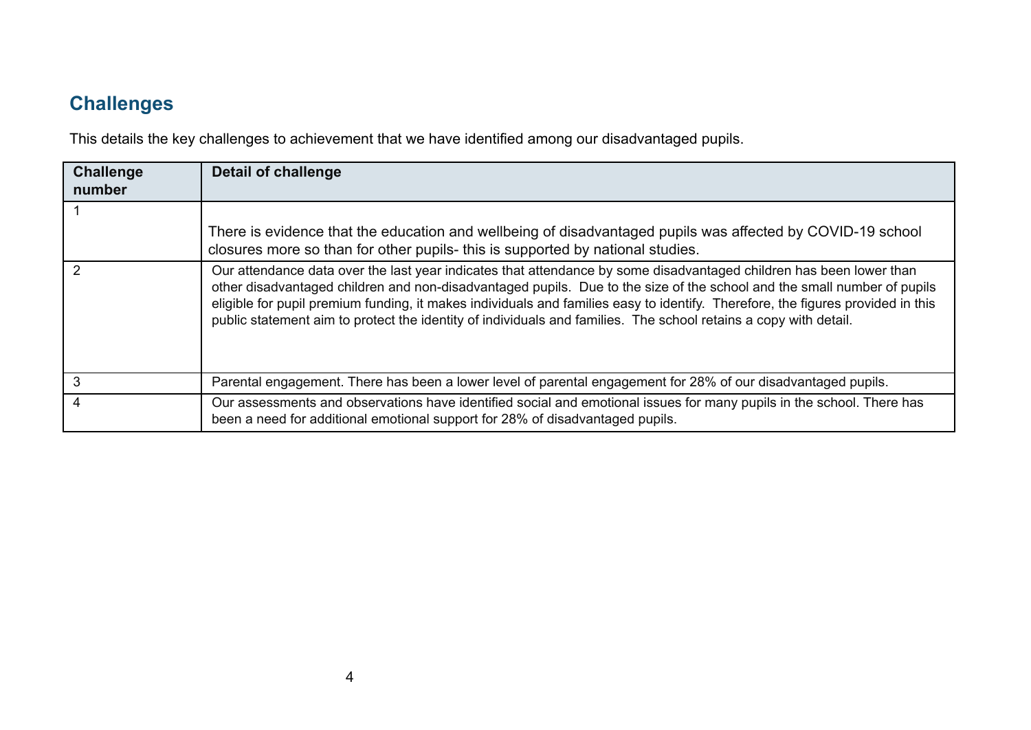## Challenges

This details the key challenges to achievement that we have identified among our disadvantaged pupils.

| Challenge number | Detail of challenge |
|---|---|
| 1 | There is evidence that the education and wellbeing of disadvantaged pupils was affected by COVID-19 school closures more so than for other pupils- this is supported by national studies. |
| 2 | Our attendance data over the last year indicates that attendance by some disadvantaged children has been lower than other disadvantaged children and non-disadvantaged pupils. Due to the size of the school and the small number of pupils eligible for pupil premium funding, it makes individuals and families easy to identify. Therefore, the figures provided in this public statement aim to protect the identity of individuals and families. The school retains a copy with detail. |
| 3 | Parental engagement. There has been a lower level of parental engagement for 28% of our disadvantaged pupils. |
| 4 | Our assessments and observations have identified social and emotional issues for many pupils in the school. There has been a need for additional emotional support for 28% of disadvantaged pupils. |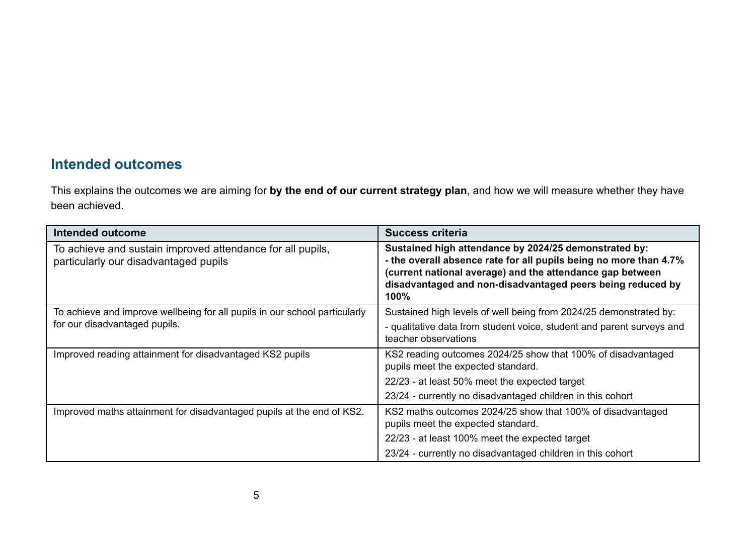## Intended outcomes

This explains the outcomes we are aiming for **by the end of our current strategy plan**, and how we will measure whether they have been achieved.

| Intended outcome | Success criteria |
|---|---|
| To achieve and sustain improved attendance for all pupils, particularly our disadvantaged pupils | **Sustained high attendance by 2024/25 demonstrated by:** <br> **- the overall absence rate for all pupils being no more than 4.7% (current national average) and the attendance gap between disadvantaged and non-disadvantaged peers being reduced by 100%** |
| To achieve and improve wellbeing for all pupils in our school particularly for our disadvantaged pupils. | Sustained high levels of well being from 2024/25 demonstrated by: <br> - qualitative data from student voice, student and parent surveys and teacher observations |
| Improved reading attainment for disadvantaged KS2 pupils | KS2 reading outcomes 2024/25 show that 100% of disadvantaged pupils meet the expected standard. <br> 22/23 - at least 50% meet the expected target <br> 23/24 - currently no disadvantaged children in this cohort |
| Improved maths attainment for disadvantaged pupils at the end of KS2. | KS2 maths outcomes 2024/25 show that 100% of disadvantaged pupils meet the expected standard. <br> 22/23 - at least 100% meet the expected target <br> 23/24 - currently no disadvantaged children in this cohort |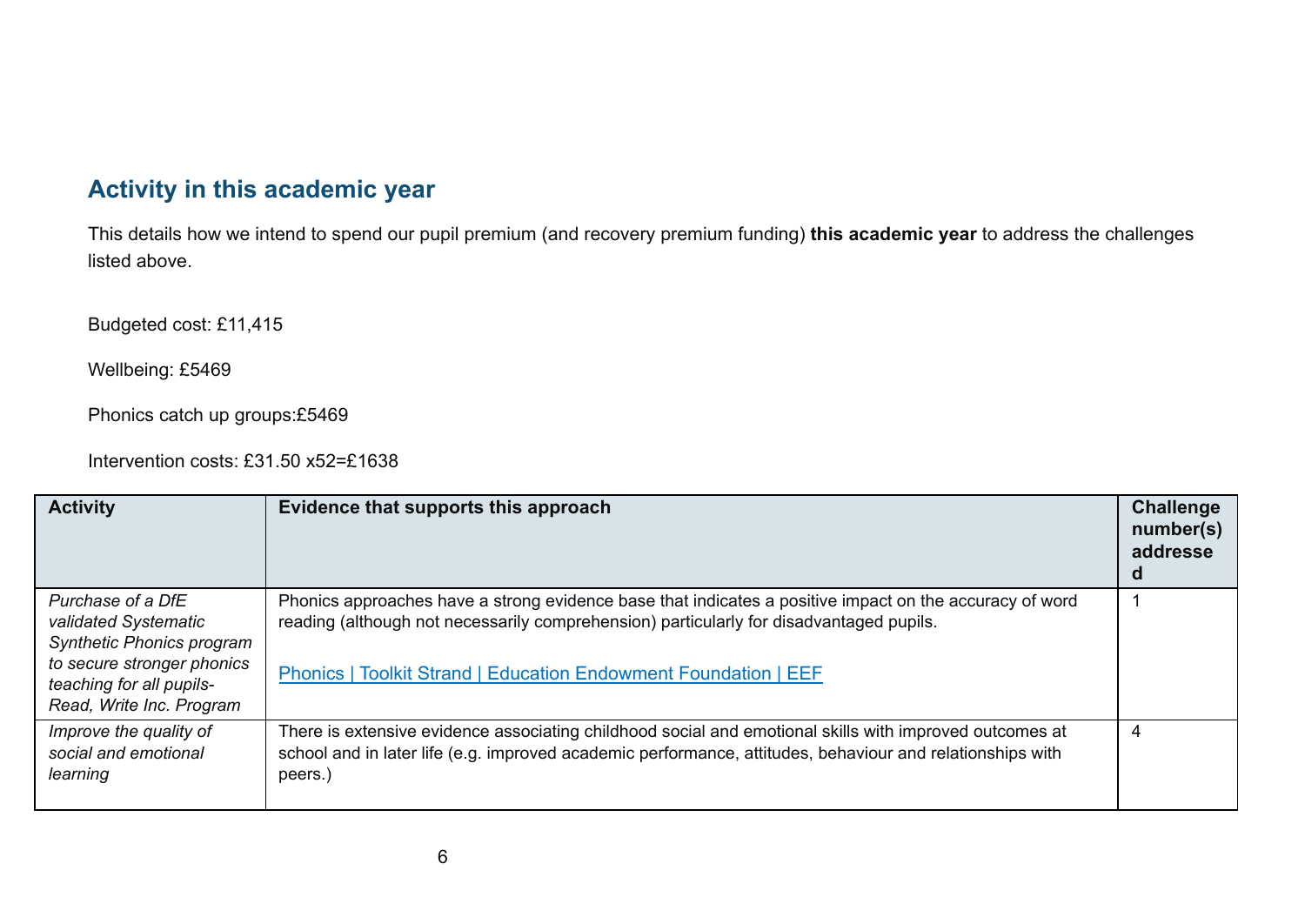## Activity in this academic year

This details how we intend to spend our pupil premium (and recovery premium funding) **this academic year** to address the challenges listed above.

Budgeted cost: £11,415

Wellbeing: £5469

Phonics catch up groups:£5469

Intervention costs: £31.50 x52=£1638

| Activity | Evidence that supports this approach | Challenge number(s) addressed |
|---|---|---|
| *Purchase of a DfE validated Systematic Synthetic Phonics program to secure stronger phonics teaching for all pupils- Read, Write Inc. Program* | Phonics approaches have a strong evidence base that indicates a positive impact on the accuracy of word reading (although not necessarily comprehension) particularly for disadvantaged pupils.<br><br>Phonics \| Toolkit Strand \| Education Endowment Foundation \| EEF | 1 |
| *Improve the quality of social and emotional learning* | There is extensive evidence associating childhood social and emotional skills with improved outcomes at school and in later life (e.g. improved academic performance, attitudes, behaviour and relationships with peers.) | 4 |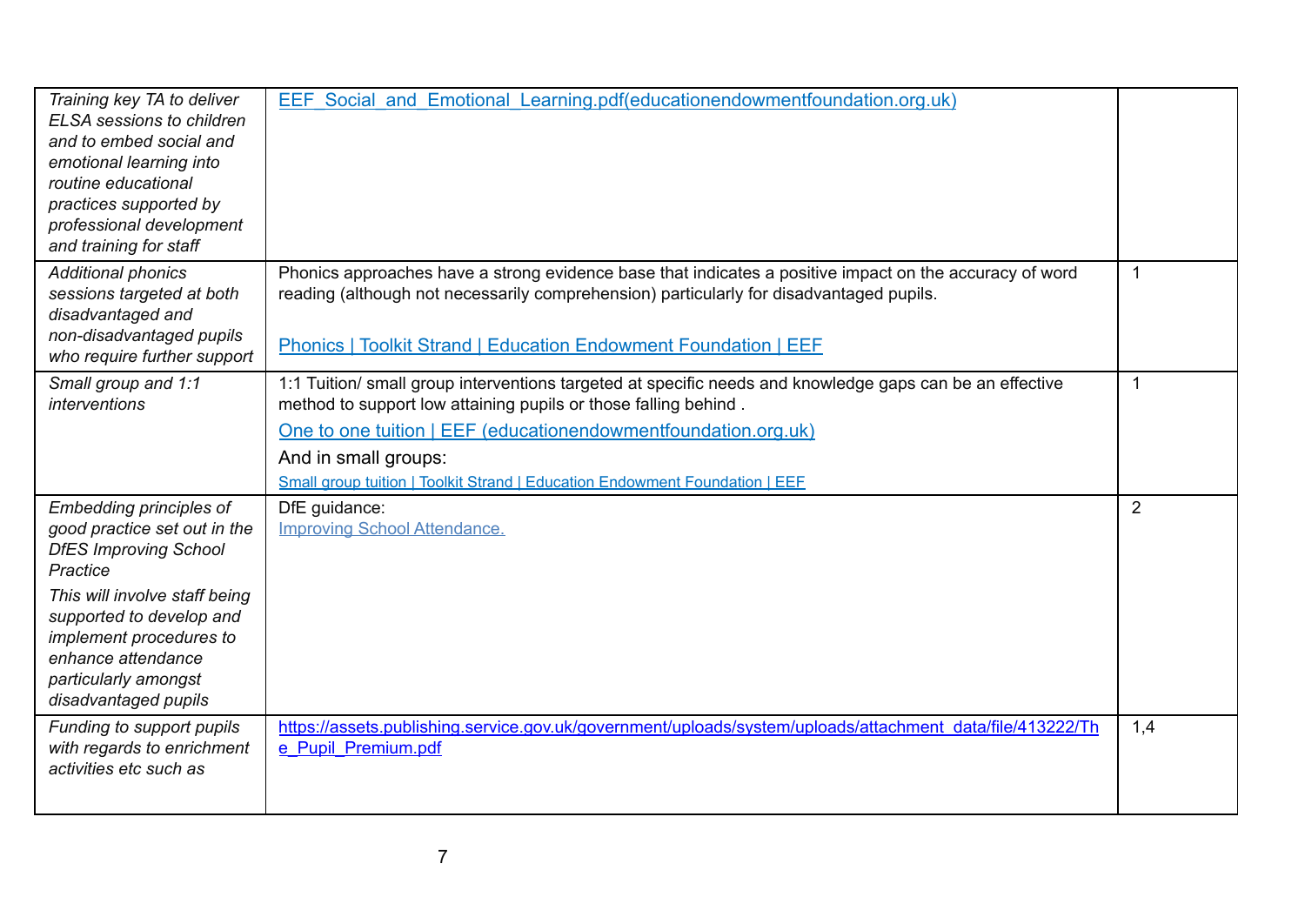| | | |
|---|---|---|
| *Training key TA to deliver ELSA sessions to children and to embed social and emotional learning into routine educational practices supported by professional development and training for staff* | EEF_Social_and_Emotional_Learning.pdf(educationendowmentfoundation.org.uk) | |
| *Additional phonics sessions targeted at both disadvantaged and non-disadvantaged pupils who require further support* | Phonics approaches have a strong evidence base that indicates a positive impact on the accuracy of word reading (although not necessarily comprehension) particularly for disadvantaged pupils.<br><br>Phonics \| Toolkit Strand \| Education Endowment Foundation \| EEF | 1 |
| *Small group and 1:1 interventions* | 1:1 Tuition/ small group interventions targeted at specific needs and knowledge gaps can be an effective method to support low attaining pupils or those falling behind .<br>One to one tuition \| EEF (educationendowmentfoundation.org.uk)<br>And in small groups:<br>Small group tuition \| Toolkit Strand \| Education Endowment Foundation \| EEF | 1 |
| *Embedding principles of good practice set out in the DfES Improving School Practice*<br>*This will involve staff being supported to develop and implement procedures to enhance attendance particularly amongst disadvantaged pupils* | DfE guidance:<br>Improving School Attendance. | 2 |
| *Funding to support pupils with regards to enrichment activities etc such as* | https://assets.publishing.service.gov.uk/government/uploads/system/uploads/attachment_data/file/413222/The_Pupil_Premium.pdf | 1,4 |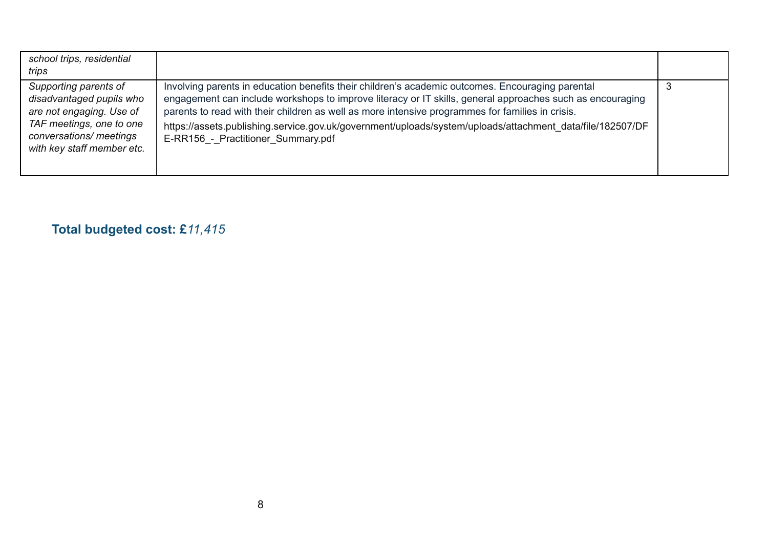| | | |
|---|---|---|
| *school trips, residential trips* | | |
| *Supporting parents of disadvantaged pupils who are not engaging. Use of TAF meetings, one to one conversations/ meetings with key staff member etc.* | Involving parents in education benefits their children's academic outcomes. Encouraging parental engagement can include workshops to improve literacy or IT skills, general approaches such as encouraging parents to read with their children as well as more intensive programmes for families in crisis.<br>https://assets.publishing.service.gov.uk/government/uploads/system/uploads/attachment_data/file/182507/DFE-RR156_-_Practitioner_Summary.pdf | 3 |

## Total budgeted cost: £*11,415*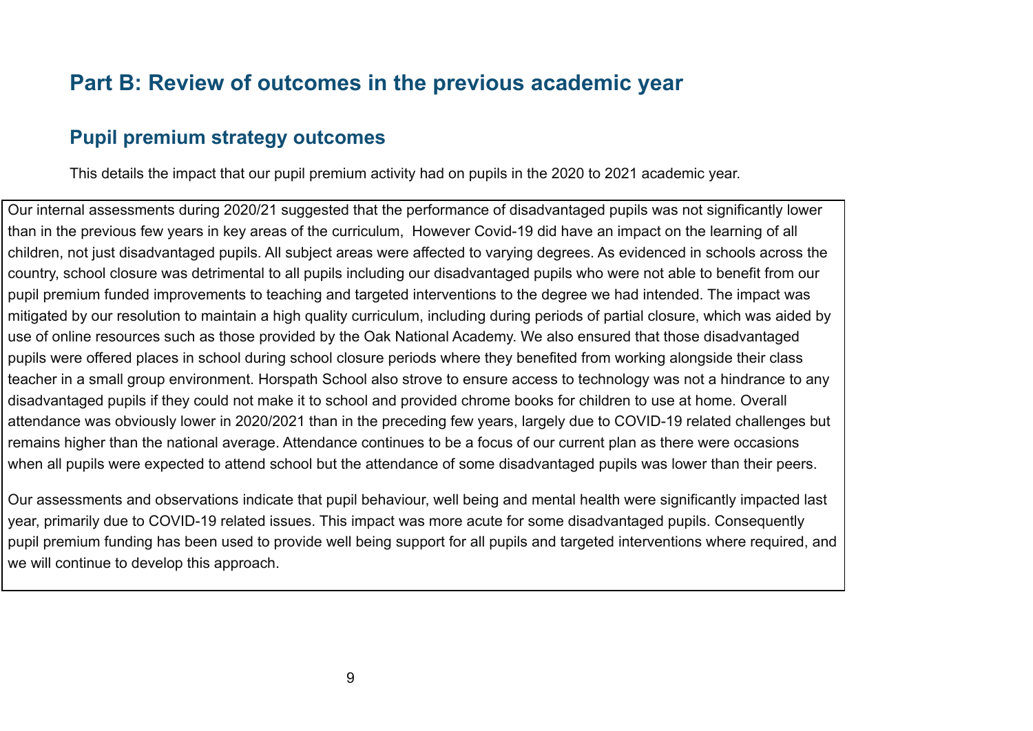# Part B: Review of outcomes in the previous academic year

## Pupil premium strategy outcomes

This details the impact that our pupil premium activity had on pupils in the 2020 to 2021 academic year.

Our internal assessments during 2020/21 suggested that the performance of disadvantaged pupils was not significantly lower than in the previous few years in key areas of the curriculum, However Covid-19 did have an impact on the learning of all children, not just disadvantaged pupils. All subject areas were affected to varying degrees. As evidenced in schools across the country, school closure was detrimental to all pupils including our disadvantaged pupils who were not able to benefit from our pupil premium funded improvements to teaching and targeted interventions to the degree we had intended. The impact was mitigated by our resolution to maintain a high quality curriculum, including during periods of partial closure, which was aided by use of online resources such as those provided by the Oak National Academy. We also ensured that those disadvantaged pupils were offered places in school during school closure periods where they benefited from working alongside their class teacher in a small group environment. Horspath School also strove to ensure access to technology was not a hindrance to any disadvantaged pupils if they could not make it to school and provided chrome books for children to use at home. Overall attendance was obviously lower in 2020/2021 than in the preceding few years, largely due to COVID-19 related challenges but remains higher than the national average. Attendance continues to be a focus of our current plan as there were occasions when all pupils were expected to attend school but the attendance of some disadvantaged pupils was lower than their peers.

Our assessments and observations indicate that pupil behaviour, well being and mental health were significantly impacted last year, primarily due to COVID-19 related issues. This impact was more acute for some disadvantaged pupils. Consequently pupil premium funding has been used to provide well being support for all pupils and targeted interventions where required, and we will continue to develop this approach.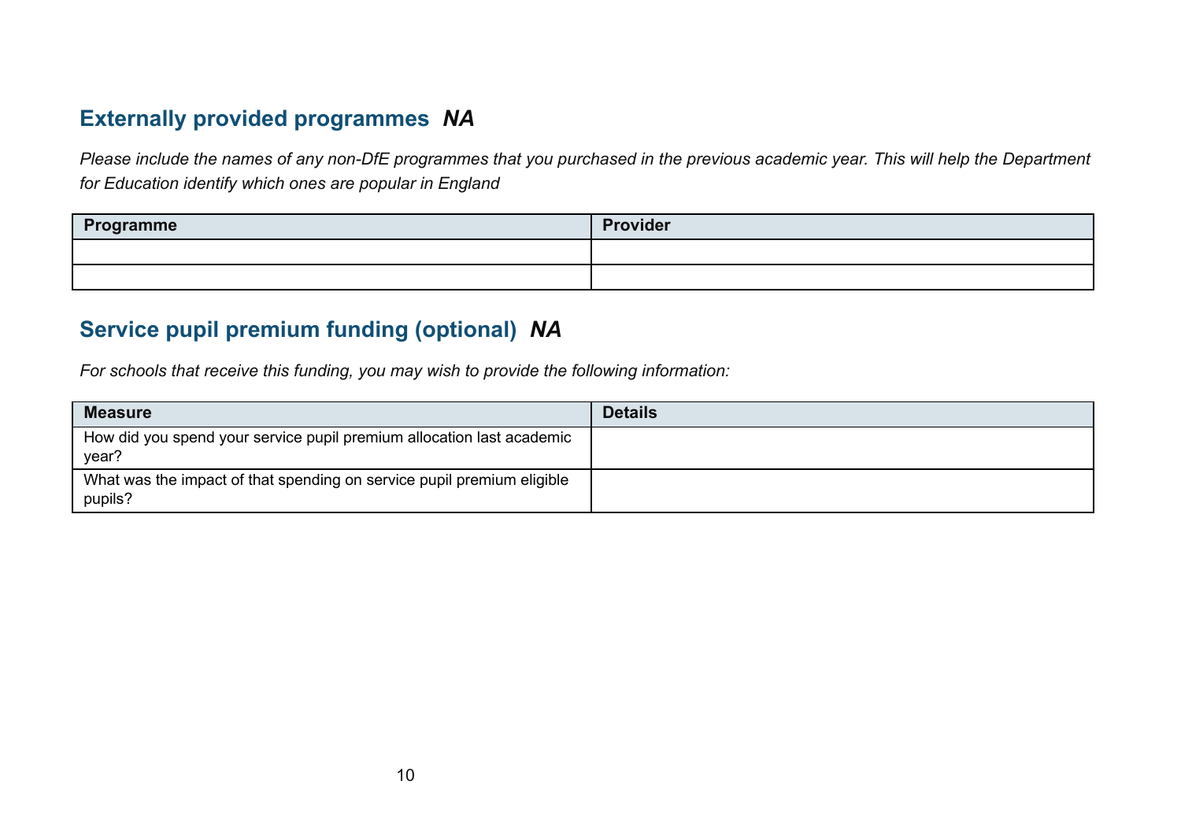## Externally provided programmes *NA*

*Please include the names of any non-DfE programmes that you purchased in the previous academic year. This will help the Department for Education identify which ones are popular in England*

| Programme | Provider |
|---|---|
| | |
| | |

## Service pupil premium funding (optional) *NA*

*For schools that receive this funding, you may wish to provide the following information:*

| Measure | Details |
|---|---|
| How did you spend your service pupil premium allocation last academic year? | |
| What was the impact of that spending on service pupil premium eligible pupils? | |